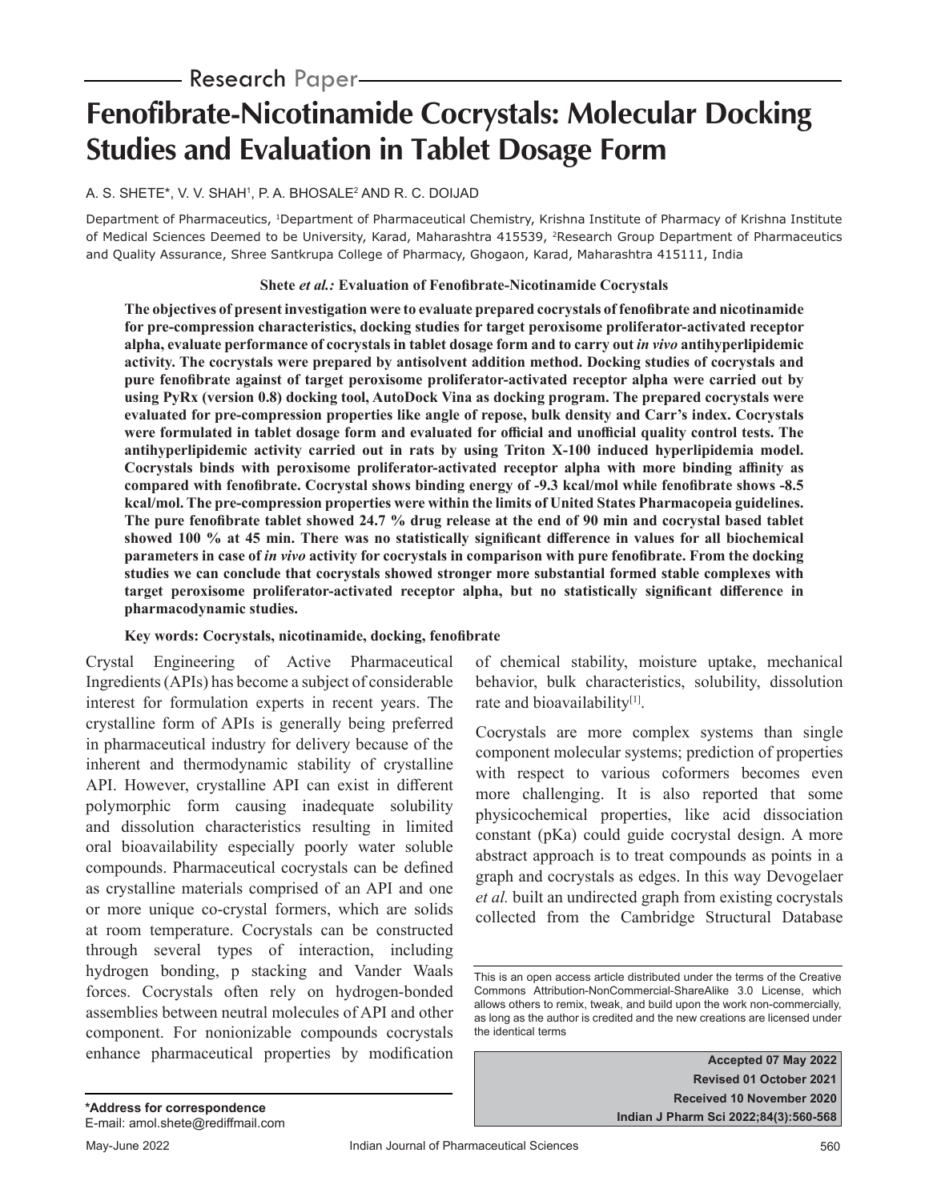Research Paper

# Fenofibrate-Nicotinamide Cocrystals: Molecular Docking Studies and Evaluation in Tablet Dosage Form

A. S. SHETE*, V. V. SHAH[1], P. A. BHOSALE[2] AND R. C. DOIJAD

Department of Pharmaceutics, [1]Department of Pharmaceutical Chemistry, Krishna Institute of Pharmacy of Krishna Institute of Medical Sciences Deemed to be University, Karad, Maharashtra 415539, [2]Research Group Department of Pharmaceutics and Quality Assurance, Shree Santkrupa College of Pharmacy, Ghogaon, Karad, Maharashtra 415111, India

**Shete *et al.:* Evaluation of Fenofibrate-Nicotinamide Cocrystals**

**The objectives of present investigation were to evaluate prepared cocrystals of fenofibrate and nicotinamide for pre-compression characteristics, docking studies for target peroxisome proliferator-activated receptor alpha, evaluate performance of cocrystals in tablet dosage form and to carry out *in vivo* antihyperlipidemic activity. The cocrystals were prepared by antisolvent addition method. Docking studies of cocrystals and pure fenofibrate against of target peroxisome proliferator-activated receptor alpha were carried out by using PyRx (version 0.8) docking tool, AutoDock Vina as docking program. The prepared cocrystals were evaluated for pre-compression properties like angle of repose, bulk density and Carr's index. Cocrystals were formulated in tablet dosage form and evaluated for official and unofficial quality control tests. The antihyperlipidemic activity carried out in rats by using Triton X-100 induced hyperlipidemia model. Cocrystals binds with peroxisome proliferator-activated receptor alpha with more binding affinity as compared with fenofibrate. Cocrystal shows binding energy of -9.3 kcal/mol while fenofibrate shows -8.5 kcal/mol. The pre-compression properties were within the limits of United States Pharmacopeia guidelines. The pure fenofibrate tablet showed 24.7 % drug release at the end of 90 min and cocrystal based tablet showed 100 % at 45 min. There was no statistically significant difference in values for all biochemical parameters in case of *in vivo* activity for cocrystals in comparison with pure fenofibrate. From the docking studies we can conclude that cocrystals showed stronger more substantial formed stable complexes with target peroxisome proliferator-activated receptor alpha, but no statistically significant difference in pharmacodynamic studies.**

**Key words: Cocrystals, nicotinamide, docking, fenofibrate**

Crystal Engineering of Active Pharmaceutical Ingredients (APIs) has become a subject of considerable interest for formulation experts in recent years. The crystalline form of APIs is generally being preferred in pharmaceutical industry for delivery because of the inherent and thermodynamic stability of crystalline API. However, crystalline API can exist in different polymorphic form causing inadequate solubility and dissolution characteristics resulting in limited oral bioavailability especially poorly water soluble compounds. Pharmaceutical cocrystals can be defined as crystalline materials comprised of an API and one or more unique co-crystal formers, which are solids at room temperature. Cocrystals can be constructed through several types of interaction, including hydrogen bonding, p stacking and Vander Waals forces. Cocrystals often rely on hydrogen-bonded assemblies between neutral molecules of API and other component. For nonionizable compounds cocrystals enhance pharmaceutical properties by modification of chemical stability, moisture uptake, mechanical behavior, bulk characteristics, solubility, dissolution rate and bioavailability[1].

Cocrystals are more complex systems than single component molecular systems; prediction of properties with respect to various coformers becomes even more challenging. It is also reported that some physicochemical properties, like acid dissociation constant (pKa) could guide cocrystal design. A more abstract approach is to treat compounds as points in a graph and cocrystals as edges. In this way Devogelaer *et al.* built an undirected graph from existing cocrystals collected from the Cambridge Structural Database

This is an open access article distributed under the terms of the Creative Commons Attribution-NonCommercial-ShareAlike 3.0 License, which allows others to remix, tweak, and build upon the work non-commercially, as long as the author is credited and the new creations are licensed under the identical terms

Accepted 07 May 2022
Revised 01 October 2021
Received 10 November 2020

*Address for correspondence
E-mail: amol.shete@rediffmail.com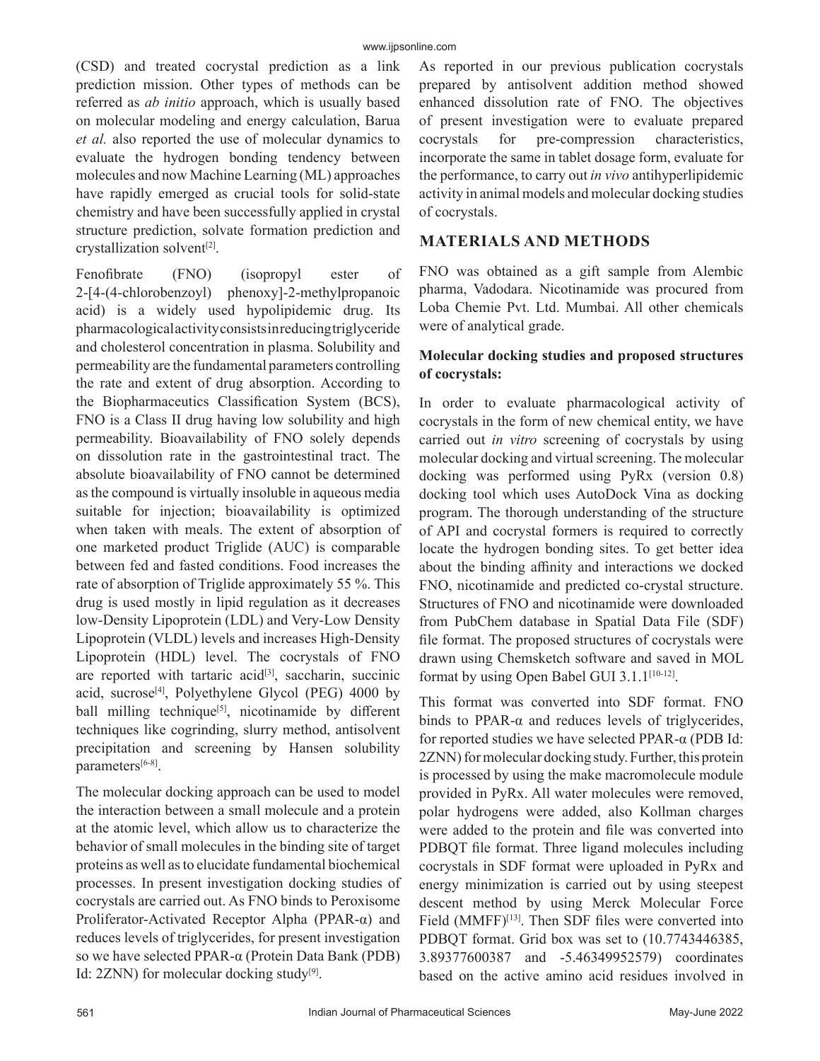(CSD) and treated cocrystal prediction as a link prediction mission. Other types of methods can be referred as *ab initio* approach, which is usually based on molecular modeling and energy calculation, Barua *et al.* also reported the use of molecular dynamics to evaluate the hydrogen bonding tendency between molecules and now Machine Learning (ML) approaches have rapidly emerged as crucial tools for solid-state chemistry and have been successfully applied in crystal structure prediction, solvate formation prediction and crystallization solvent[2].

Fenofibrate (FNO) (isopropyl ester of 2-[4-(4-chlorobenzoyl) phenoxy]-2-methylpropanoic acid) is a widely used hypolipidemic drug. Its pharmacological activity consists in reducing triglyceride and cholesterol concentration in plasma. Solubility and permeability are the fundamental parameters controlling the rate and extent of drug absorption. According to the Biopharmaceutics Classification System (BCS), FNO is a Class II drug having low solubility and high permeability. Bioavailability of FNO solely depends on dissolution rate in the gastrointestinal tract. The absolute bioavailability of FNO cannot be determined as the compound is virtually insoluble in aqueous media suitable for injection; bioavailability is optimized when taken with meals. The extent of absorption of one marketed product Triglide (AUC) is comparable between fed and fasted conditions. Food increases the rate of absorption of Triglide approximately 55 %. This drug is used mostly in lipid regulation as it decreases low-Density Lipoprotein (LDL) and Very-Low Density Lipoprotein (VLDL) levels and increases High-Density Lipoprotein (HDL) level. The cocrystals of FNO are reported with tartaric acid[3], saccharin, succinic acid, sucrose[4], Polyethylene Glycol (PEG) 4000 by ball milling technique[5], nicotinamide by different techniques like cogrinding, slurry method, antisolvent precipitation and screening by Hansen solubility parameters[6-8].

The molecular docking approach can be used to model the interaction between a small molecule and a protein at the atomic level, which allow us to characterize the behavior of small molecules in the binding site of target proteins as well as to elucidate fundamental biochemical processes. In present investigation docking studies of cocrystals are carried out. As FNO binds to Peroxisome Proliferator-Activated Receptor Alpha (PPAR-α) and reduces levels of triglycerides, for present investigation so we have selected PPAR-α (Protein Data Bank (PDB) Id: 2ZNN) for molecular docking study[9].

As reported in our previous publication cocrystals prepared by antisolvent addition method showed enhanced dissolution rate of FNO. The objectives of present investigation were to evaluate prepared cocrystals for pre-compression characteristics, incorporate the same in tablet dosage form, evaluate for the performance, to carry out *in vivo* antihyperlipidemic activity in animal models and molecular docking studies of cocrystals.

## MATERIALS AND METHODS

FNO was obtained as a gift sample from Alembic pharma, Vadodara. Nicotinamide was procured from Loba Chemie Pvt. Ltd. Mumbai. All other chemicals were of analytical grade.

### Molecular docking studies and proposed structures of cocrystals:

In order to evaluate pharmacological activity of cocrystals in the form of new chemical entity, we have carried out *in vitro* screening of cocrystals by using molecular docking and virtual screening. The molecular docking was performed using PyRx (version 0.8) docking tool which uses AutoDock Vina as docking program. The thorough understanding of the structure of API and cocrystal formers is required to correctly locate the hydrogen bonding sites. To get better idea about the binding affinity and interactions we docked FNO, nicotinamide and predicted co-crystal structure. Structures of FNO and nicotinamide were downloaded from PubChem database in Spatial Data File (SDF) file format. The proposed structures of cocrystals were drawn using Chemsketch software and saved in MOL format by using Open Babel GUI 3.1.1[10-12].

This format was converted into SDF format. FNO binds to PPAR-α and reduces levels of triglycerides, for reported studies we have selected PPAR-α (PDB Id: 2ZNN) for molecular docking study. Further, this protein is processed by using the make macromolecule module provided in PyRx. All water molecules were removed, polar hydrogens were added, also Kollman charges were added to the protein and file was converted into PDBQT file format. Three ligand molecules including cocrystals in SDF format were uploaded in PyRx and energy minimization is carried out by using steepest descent method by using Merck Molecular Force Field (MMFF)[13]. Then SDF files were converted into PDBQT format. Grid box was set to (10.7743446385, 3.89377600387 and -5.46349952579) coordinates based on the active amino acid residues involved in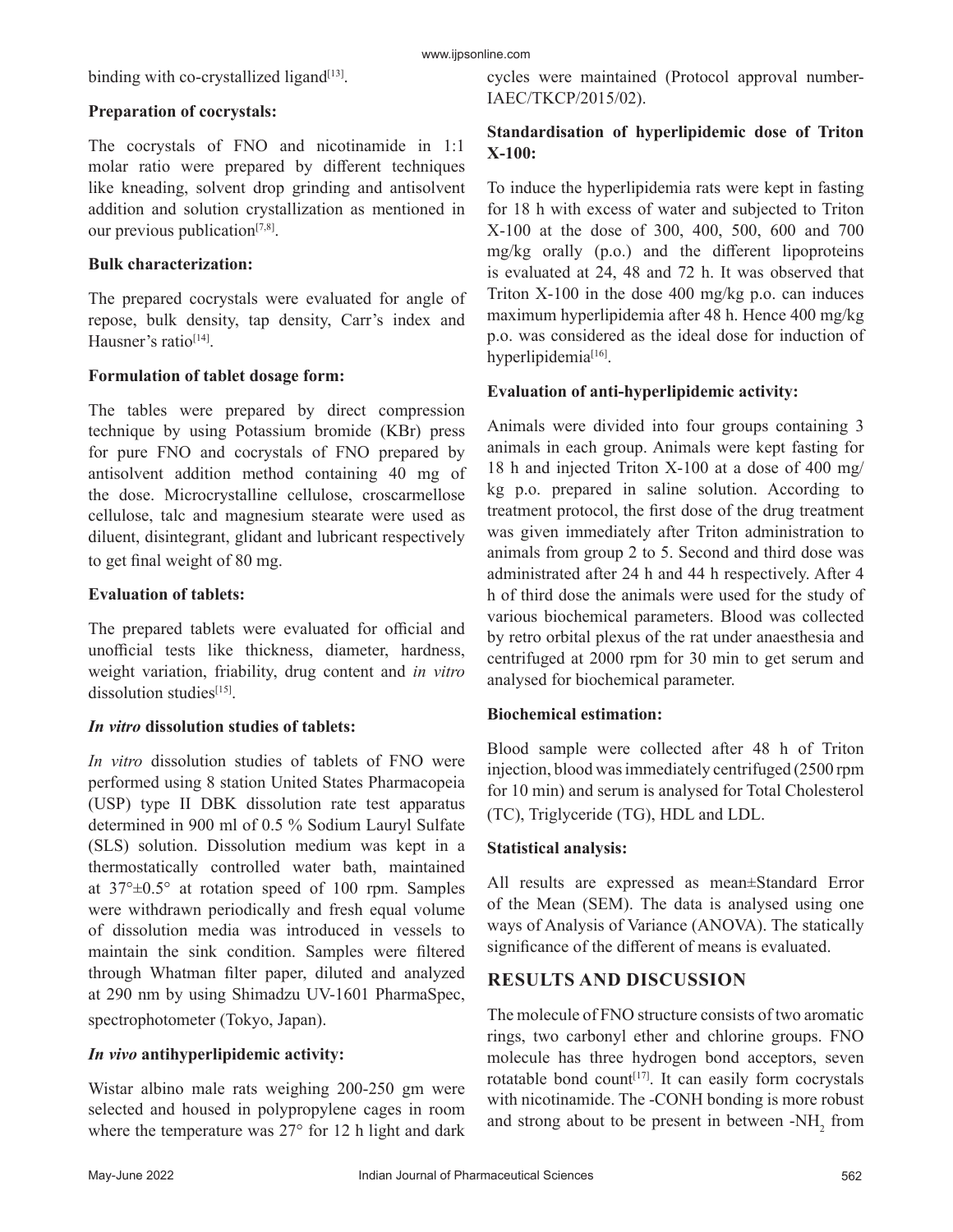binding with co-crystallized ligand[13].

**Preparation of cocrystals:**

The cocrystals of FNO and nicotinamide in 1:1 molar ratio were prepared by different techniques like kneading, solvent drop grinding and antisolvent addition and solution crystallization as mentioned in our previous publication[7,8].

**Bulk characterization:**

The prepared cocrystals were evaluated for angle of repose, bulk density, tap density, Carr's index and Hausner's ratio[14].

**Formulation of tablet dosage form:**

The tables were prepared by direct compression technique by using Potassium bromide (KBr) press for pure FNO and cocrystals of FNO prepared by antisolvent addition method containing 40 mg of the dose. Microcrystalline cellulose, croscarmellose cellulose, talc and magnesium stearate were used as diluent, disintegrant, glidant and lubricant respectively to get final weight of 80 mg.

**Evaluation of tablets:**

The prepared tablets were evaluated for official and unofficial tests like thickness, diameter, hardness, weight variation, friability, drug content and *in vitro* dissolution studies[15].

***In vitro* dissolution studies of tablets:**

*In vitro* dissolution studies of tablets of FNO were performed using 8 station United States Pharmacopeia (USP) type II DBK dissolution rate test apparatus determined in 900 ml of 0.5 % Sodium Lauryl Sulfate (SLS) solution. Dissolution medium was kept in a thermostatically controlled water bath, maintained at 37°±0.5° at rotation speed of 100 rpm. Samples were withdrawn periodically and fresh equal volume of dissolution media was introduced in vessels to maintain the sink condition. Samples were filtered through Whatman filter paper, diluted and analyzed at 290 nm by using Shimadzu UV-1601 PharmaSpec, spectrophotometer (Tokyo, Japan).

***In vivo* antihyperlipidemic activity:**

Wistar albino male rats weighing 200-250 gm were selected and housed in polypropylene cages in room where the temperature was 27° for 12 h light and dark cycles were maintained (Protocol approval number-IAEC/TKCP/2015/02).

**Standardisation of hyperlipidemic dose of Triton X-100:**

To induce the hyperlipidemia rats were kept in fasting for 18 h with excess of water and subjected to Triton X-100 at the dose of 300, 400, 500, 600 and 700 mg/kg orally (p.o.) and the different lipoproteins is evaluated at 24, 48 and 72 h. It was observed that Triton X-100 in the dose 400 mg/kg p.o. can induces maximum hyperlipidemia after 48 h. Hence 400 mg/kg p.o. was considered as the ideal dose for induction of hyperlipidemia[16].

**Evaluation of anti-hyperlipidemic activity:**

Animals were divided into four groups containing 3 animals in each group. Animals were kept fasting for 18 h and injected Triton X-100 at a dose of 400 mg/kg p.o. prepared in saline solution. According to treatment protocol, the first dose of the drug treatment was given immediately after Triton administration to animals from group 2 to 5. Second and third dose was administrated after 24 h and 44 h respectively. After 4 h of third dose the animals were used for the study of various biochemical parameters. Blood was collected by retro orbital plexus of the rat under anaesthesia and centrifuged at 2000 rpm for 30 min to get serum and analysed for biochemical parameter.

**Biochemical estimation:**

Blood sample were collected after 48 h of Triton injection, blood was immediately centrifuged (2500 rpm for 10 min) and serum is analysed for Total Cholesterol (TC), Triglyceride (TG), HDL and LDL.

**Statistical analysis:**

All results are expressed as mean±Standard Error of the Mean (SEM). The data is analysed using one ways of Analysis of Variance (ANOVA). The statically significance of the different of means is evaluated.

## RESULTS AND DISCUSSION

The molecule of FNO structure consists of two aromatic rings, two carbonyl ether and chlorine groups. FNO molecule has three hydrogen bond acceptors, seven rotatable bond count[17]. It can easily form cocrystals with nicotinamide. The -CONH bonding is more robust and strong about to be present in between $-NH_2$ from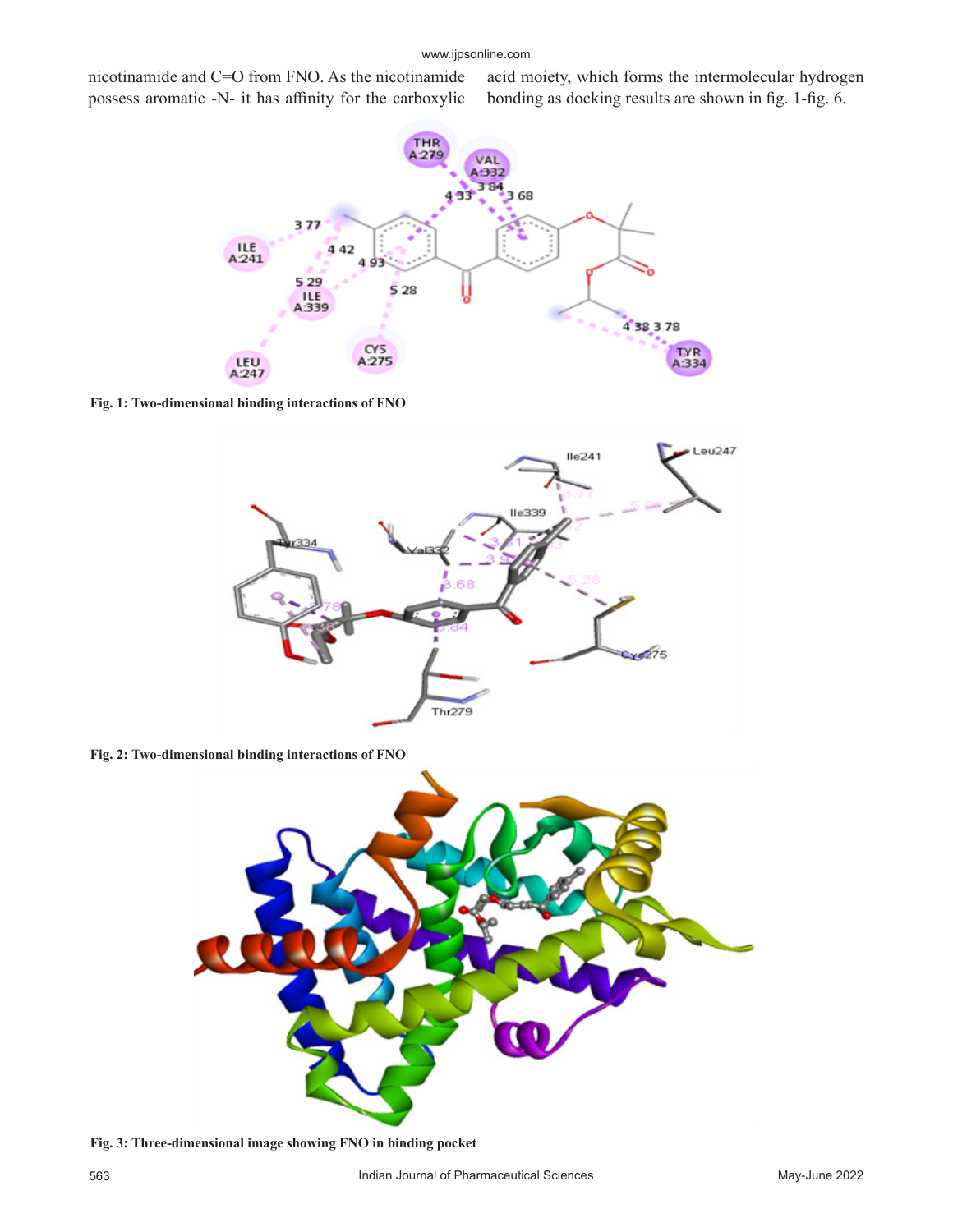nicotinamide and C=O from FNO. As the nicotinamide possess aromatic -N- it has affinity for the carboxylic acid moiety, which forms the intermolecular hydrogen bonding as docking results are shown in fig. 1-fig. 6.

**Fig. 1: Two-dimensional binding interactions of FNO**

**Fig. 2: Two-dimensional binding interactions of FNO**

**Fig. 3: Three-dimensional image showing FNO in binding pocket**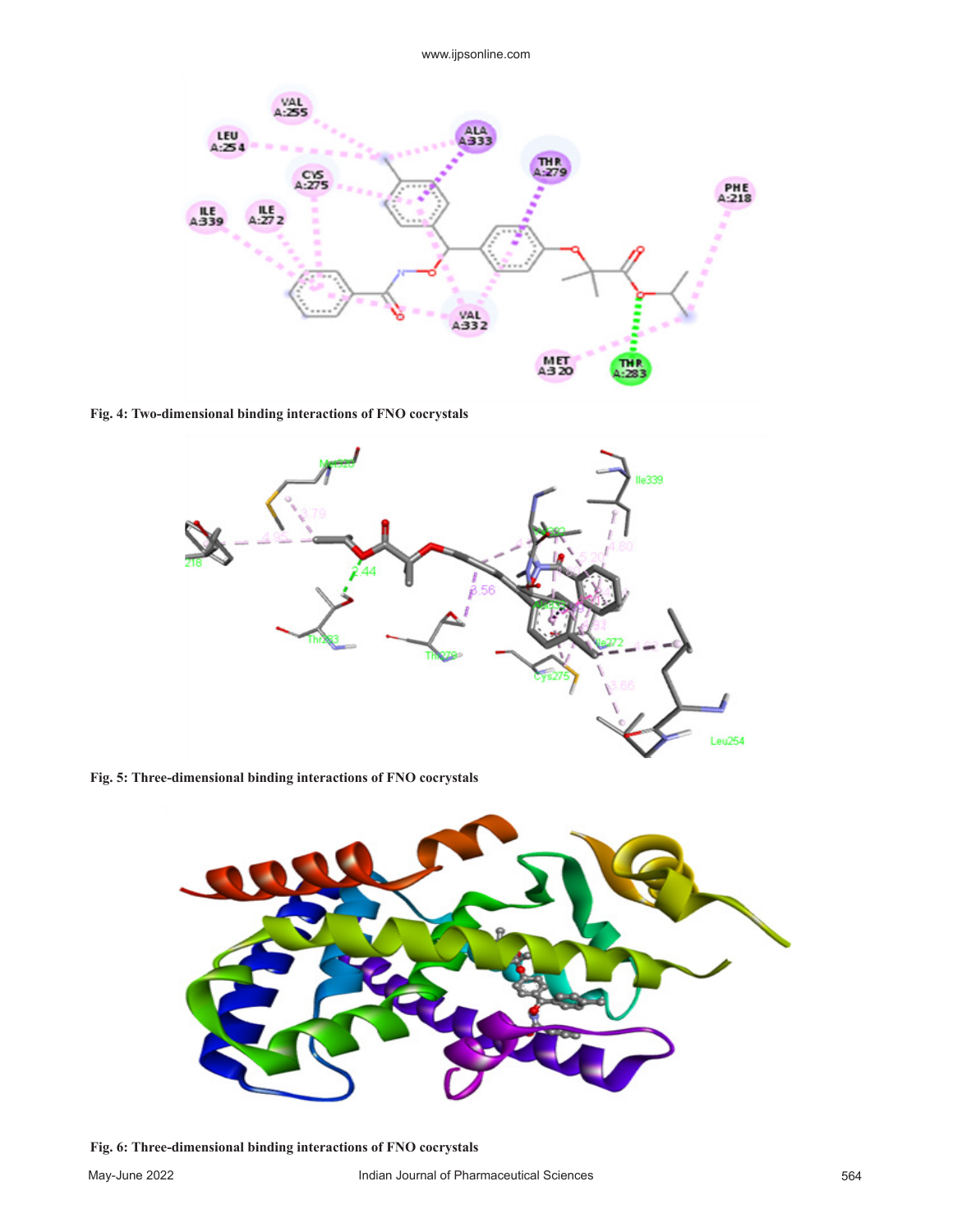Fig. 4: Two-dimensional binding interactions of FNO cocrystals

Fig. 5: Three-dimensional binding interactions of FNO cocrystals

Fig. 6: Three-dimensional binding interactions of FNO cocrystals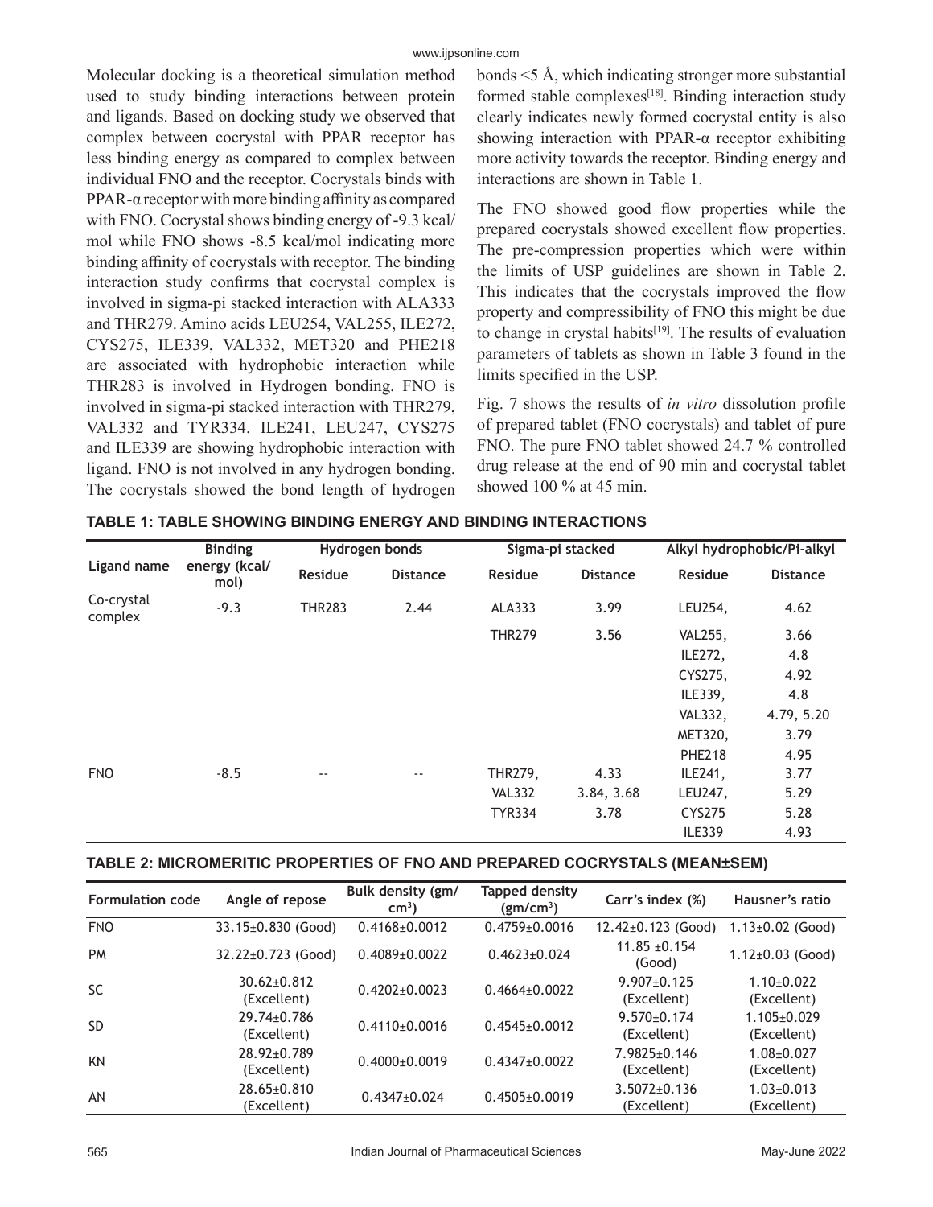Molecular docking is a theoretical simulation method used to study binding interactions between protein and ligands. Based on docking study we observed that complex between cocrystal with PPAR receptor has less binding energy as compared to complex between individual FNO and the receptor. Cocrystals binds with PPAR-α receptor with more binding affinity as compared with FNO. Cocrystal shows binding energy of -9.3 kcal/mol while FNO shows -8.5 kcal/mol indicating more binding affinity of cocrystals with receptor. The binding interaction study confirms that cocrystal complex is involved in sigma-pi stacked interaction with ALA333 and THR279. Amino acids LEU254, VAL255, ILE272, CYS275, ILE339, VAL332, MET320 and PHE218 are associated with hydrophobic interaction while THR283 is involved in Hydrogen bonding. FNO is involved in sigma-pi stacked interaction with THR279, VAL332 and TYR334. ILE241, LEU247, CYS275 and ILE339 are showing hydrophobic interaction with ligand. FNO is not involved in any hydrogen bonding. The cocrystals showed the bond length of hydrogen bonds <5 Å, which indicating stronger more substantial formed stable complexes[18]. Binding interaction study clearly indicates newly formed cocrystal entity is also showing interaction with PPAR-α receptor exhibiting more activity towards the receptor. Binding energy and interactions are shown in Table 1.

The FNO showed good flow properties while the prepared cocrystals showed excellent flow properties. The pre-compression properties which were within the limits of USP guidelines are shown in Table 2. This indicates that the cocrystals improved the flow property and compressibility of FNO this might be due to change in crystal habits[19]. The results of evaluation parameters of tablets as shown in Table 3 found in the limits specified in the USP.

Fig. 7 shows the results of *in vitro* dissolution profile of prepared tablet (FNO cocrystals) and tablet of pure FNO. The pure FNO tablet showed 24.7 % controlled drug release at the end of 90 min and cocrystal tablet showed 100 % at 45 min.

**TABLE 1: TABLE SHOWING BINDING ENERGY AND BINDING INTERACTIONS**

| Ligand name | Binding energy (kcal/mol) | Hydrogen bonds | | Sigma-pi stacked | | Alkyl hydrophobic/Pi-alkyl | |
|---|---|---|---|---|---|---|---|
| | | Residue | Distance | Residue | Distance | Residue | Distance |
| Co-crystal complex | -9.3 | THR283 | 2.44 | ALA333 | 3.99 | LEU254, | 4.62 |
| | | | | THR279 | 3.56 | VAL255, | 3.66 |
| | | | | | | ILE272, | 4.8 |
| | | | | | | CYS275, | 4.92 |
| | | | | | | ILE339, | 4.8 |
| | | | | | | VAL332, | 4.79, 5.20 |
| | | | | | | MET320, | 3.79 |
| | | | | | | PHE218 | 4.95 |
| FNO | -8.5 | -- | -- | THR279, | 4.33 | ILE241, | 3.77 |
| | | | | VAL332 | 3.84, 3.68 | LEU247, | 5.29 |
| | | | | TYR334 | 3.78 | CYS275 | 5.28 |
| | | | | | | ILE339 | 4.93 |

**TABLE 2: MICROMERITIC PROPERTIES OF FNO AND PREPARED COCRYSTALS (MEAN±SEM)**

| Formulation code | Angle of repose | Bulk density (gm/cm$^3$) | Tapped density (gm/cm$^3$) | Carr's index (%) | Hausner's ratio |
|---|---|---|---|---|---|
| FNO | 33.15±0.830 (Good) | 0.4168±0.0012 | 0.4759±0.0016 | 12.42±0.123 (Good) | 1.13±0.02 (Good) |
| PM | 32.22±0.723 (Good) | 0.4089±0.0022 | 0.4623±0.024 | 11.85 ±0.154 (Good) | 1.12±0.03 (Good) |
| SC | 30.62±0.812 (Excellent) | 0.4202±0.0023 | 0.4664±0.0022 | 9.907±0.125 (Excellent) | 1.10±0.022 (Excellent) |
| SD | 29.74±0.786 (Excellent) | 0.4110±0.0016 | 0.4545±0.0012 | 9.570±0.174 (Excellent) | 1.105±0.029 (Excellent) |
| KN | 28.92±0.789 (Excellent) | 0.4000±0.0019 | 0.4347±0.0022 | 7.9825±0.146 (Excellent) | 1.08±0.027 (Excellent) |
| AN | 28.65±0.810 (Excellent) | 0.4347±0.024 | 0.4505±0.0019 | 3.5072±0.136 (Excellent) | 1.03±0.013 (Excellent) |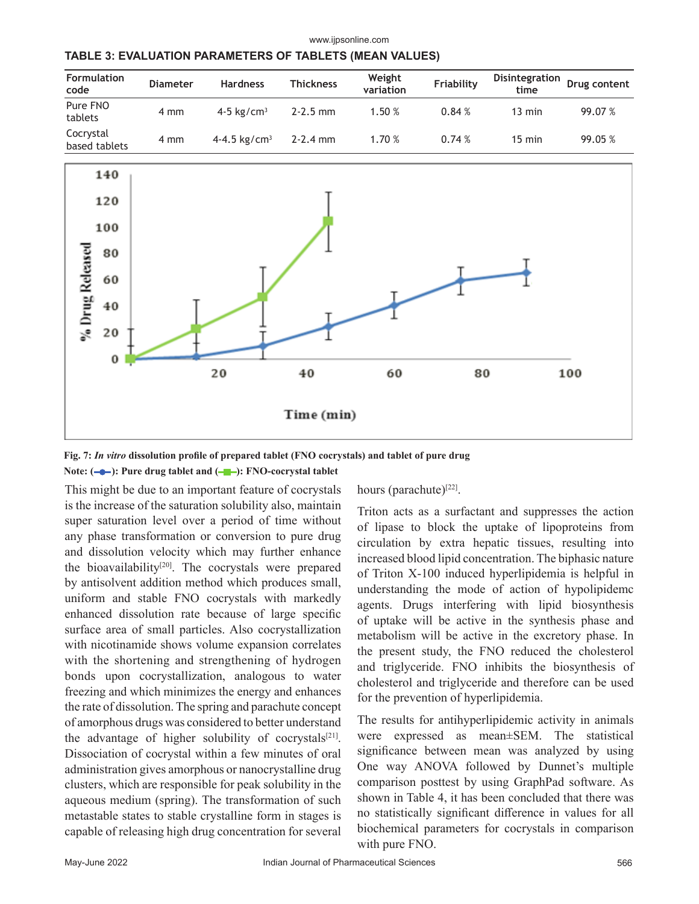**TABLE 3: EVALUATION PARAMETERS OF TABLETS (MEAN VALUES)**

| Formulation code | Diameter | Hardness | Thickness | Weight variation | Friability | Disintegration time | Drug content |
|---|---|---|---|---|---|---|---|
| Pure FNO tablets | 4 mm | 4-5 kg/cm$^3$ | 2-2.5 mm | 1.50 % | 0.84 % | 13 min | 99.07 % |
| Cocrystal based tablets | 4 mm | 4-4.5 kg/cm$^3$ | 2-2.4 mm | 1.70 % | 0.74 % | 15 min | 99.05 % |

**Fig. 7:** ***In vitro*** **dissolution profile of prepared tablet (FNO cocrystals) and tablet of pure drug**

**Note: (—◆—): Pure drug tablet and (—■—): FNO-cocrystal tablet**

This might be due to an important feature of cocrystals is the increase of the saturation solubility also, maintain super saturation level over a period of time without any phase transformation or conversion to pure drug and dissolution velocity which may further enhance the bioavailability[20]. The cocrystals were prepared by antisolvent addition method which produces small, uniform and stable FNO cocrystals with markedly enhanced dissolution rate because of large specific surface area of small particles. Also cocrystallization with nicotinamide shows volume expansion correlates with the shortening and strengthening of hydrogen bonds upon cocrystallization, analogous to water freezing and which minimizes the energy and enhances the rate of dissolution. The spring and parachute concept of amorphous drugs was considered to better understand the advantage of higher solubility of cocrystals[21]. Dissociation of cocrystal within a few minutes of oral administration gives amorphous or nanocrystalline drug clusters, which are responsible for peak solubility in the aqueous medium (spring). The transformation of such metastable states to stable crystalline form in stages is capable of releasing high drug concentration for several hours (parachute)[22].

Triton acts as a surfactant and suppresses the action of lipase to block the uptake of lipoproteins from circulation by extra hepatic tissues, resulting into increased blood lipid concentration. The biphasic nature of Triton X-100 induced hyperlipidemia is helpful in understanding the mode of action of hypolipidemc agents. Drugs interfering with lipid biosynthesis of uptake will be active in the synthesis phase and metabolism will be active in the excretory phase. In the present study, the FNO reduced the cholesterol and triglyceride. FNO inhibits the biosynthesis of cholesterol and triglyceride and therefore can be used for the prevention of hyperlipidemia.

The results for antihyperlipidemic activity in animals were expressed as mean±SEM. The statistical significance between mean was analyzed by using One way ANOVA followed by Dunnet's multiple comparison posttest by using GraphPad software. As shown in Table 4, it has been concluded that there was no statistically significant difference in values for all biochemical parameters for cocrystals in comparison with pure FNO.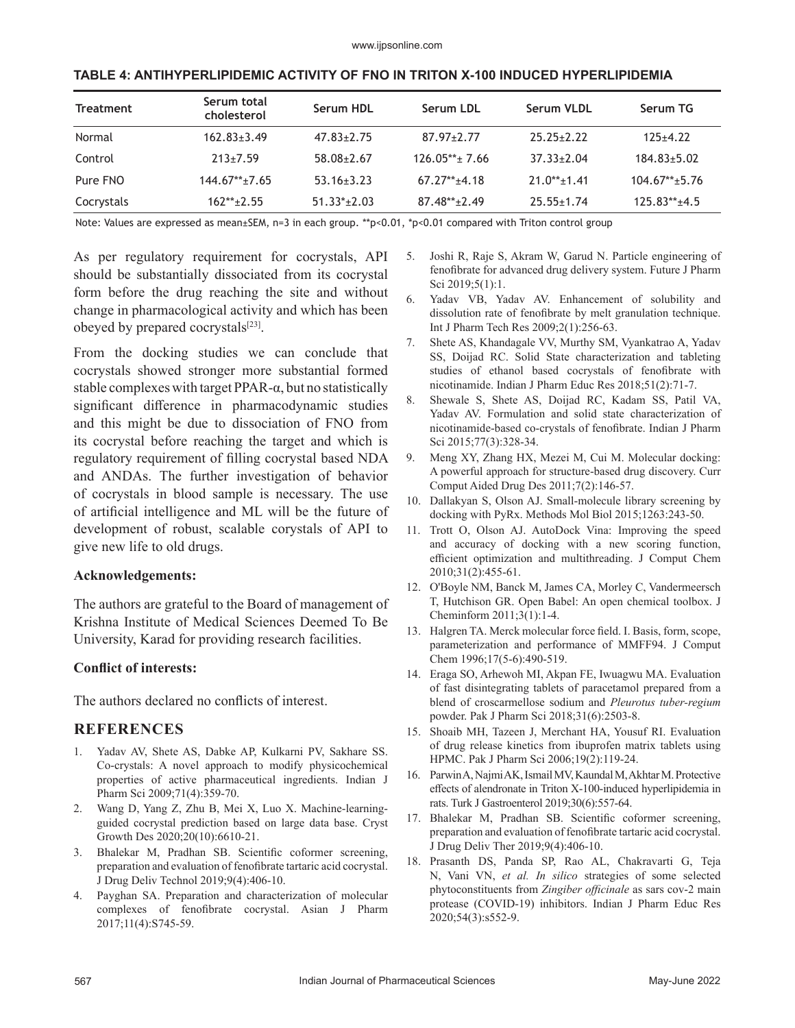**TABLE 4: ANTIHYPERLIPIDEMIC ACTIVITY OF FNO IN TRITON X-100 INDUCED HYPERLIPIDEMIA**

| Treatment | Serum total cholesterol | Serum HDL | Serum LDL | Serum VLDL | Serum TG |
|---|---|---|---|---|---|
| Normal | 162.83±3.49 | 47.83±2.75 | 87.97±2.77 | 25.25±2.22 | 125±4.22 |
| Control | 213±7.59 | 58.08±2.67 | 126.05**± 7.66 | 37.33±2.04 | 184.83±5.02 |
| Pure FNO | 144.67**±7.65 | 53.16±3.23 | 67.27**±4.18 | 21.0**±1.41 | 104.67**±5.76 |
| Cocrystals | 162**±2.55 | 51.33*±2.03 | 87.48**±2.49 | 25.55±1.74 | 125.83**±4.5 |

Note: Values are expressed as mean±SEM, n=3 in each group. **$p<0.01$, *$p<0.01$ compared with Triton control group

As per regulatory requirement for cocrystals, API should be substantially dissociated from its cocrystal form before the drug reaching the site and without change in pharmacological activity and which has been obeyed by prepared cocrystals[23].

From the docking studies we can conclude that cocrystals showed stronger more substantial formed stable complexes with target PPAR-α, but no statistically significant difference in pharmacodynamic studies and this might be due to dissociation of FNO from its cocrystal before reaching the target and which is regulatory requirement of filling cocrystal based NDA and ANDAs. The further investigation of behavior of cocrystals in blood sample is necessary. The use of artificial intelligence and ML will be the future of development of robust, scalable corystals of API to give new life to old drugs.

### Acknowledgements:

The authors are grateful to the Board of management of Krishna Institute of Medical Sciences Deemed To Be University, Karad for providing research facilities.

### Conflict of interests:

The authors declared no conflicts of interest.

## REFERENCES

1. Yadav AV, Shete AS, Dabke AP, Kulkarni PV, Sakhare SS. Co-crystals: A novel approach to modify physicochemical properties of active pharmaceutical ingredients. Indian J Pharm Sci 2009;71(4):359-70.
2. Wang D, Yang Z, Zhu B, Mei X, Luo X. Machine-learning-guided cocrystal prediction based on large data base. Cryst Growth Des 2020;20(10):6610-21.
3. Bhalekar M, Pradhan SB. Scientific coformer screening, preparation and evaluation of fenofibrate tartaric acid cocrystal. J Drug Deliv Technol 2019;9(4):406-10.
4. Payghan SA. Preparation and characterization of molecular complexes of fenofibrate cocrystal. Asian J Pharm 2017;11(4):S745-59.
5. Joshi R, Raje S, Akram W, Garud N. Particle engineering of fenofibrate for advanced drug delivery system. Future J Pharm Sci 2019;5(1):1.
6. Yadav VB, Yadav AV. Enhancement of solubility and dissolution rate of fenofibrate by melt granulation technique. Int J Pharm Tech Res 2009;2(1):256-63.
7. Shete AS, Khandagale VV, Murthy SM, Vyanktrao A, Yadav SS, Doijad RC. Solid State characterization and tableting studies of ethanol based cocrystals of fenofibrate with nicotinamide. Indian J Pharm Educ Res 2018;51(2):71-7.
8. Shewale S, Shete AS, Doijad RC, Kadam SS, Patil VA, Yadav AV. Formulation and solid state characterization of nicotinamide-based co-crystals of fenofibrate. Indian J Pharm Sci 2015;77(3):328-34.
9. Meng XY, Zhang HX, Mezei M, Cui M. Molecular docking: A powerful approach for structure-based drug discovery. Curr Comput Aided Drug Des 2011;7(2):146-57.
10. Dallakyan S, Olson AJ. Small-molecule library screening by docking with PyRx. Methods Mol Biol 2015;1263:243-50.
11. Trott O, Olson AJ. AutoDock Vina: Improving the speed and accuracy of docking with a new scoring function, efficient optimization and multithreading. J Comput Chem 2010;31(2):455-61.
12. O'Boyle NM, Banck M, James CA, Morley C, Vandermeersch T, Hutchison GR. Open Babel: An open chemical toolbox. J Cheminform 2011;3(1):1-4.
13. Halgren TA. Merck molecular force field. I. Basis, form, scope, parameterization and performance of MMFF94. J Comput Chem 1996;17(5-6):490-519.
14. Eraga SO, Arhewoh MI, Akpan FE, Iwuagwu MA. Evaluation of fast disintegrating tablets of paracetamol prepared from a blend of croscarmellose sodium and *Pleurotus tuber-regium* powder. Pak J Pharm Sci 2018;31(6):2503-8.
15. Shoaib MH, Tazeen J, Merchant HA, Yousuf RI. Evaluation of drug release kinetics from ibuprofen matrix tablets using HPMC. Pak J Pharm Sci 2006;19(2):119-24.
16. Parwin A, Najmi AK, Ismail MV, Kaundal M, Akhtar M. Protective effects of alendronate in Triton X-100-induced hyperlipidemia in rats. Turk J Gastroenterol 2019;30(6):557-64.
17. Bhalekar M, Pradhan SB. Scientific coformer screening, preparation and evaluation of fenofibrate tartaric acid cocrystal. J Drug Deliv Ther 2019;9(4):406-10.
18. Prasanth DS, Panda SP, Rao AL, Chakravarti G, Teja N, Vani VN, *et al. In silico* strategies of some selected phytoconstituents from *Zingiber officinale* as sars cov-2 main protease (COVID-19) inhibitors. Indian J Pharm Educ Res 2020;54(3):s552-9.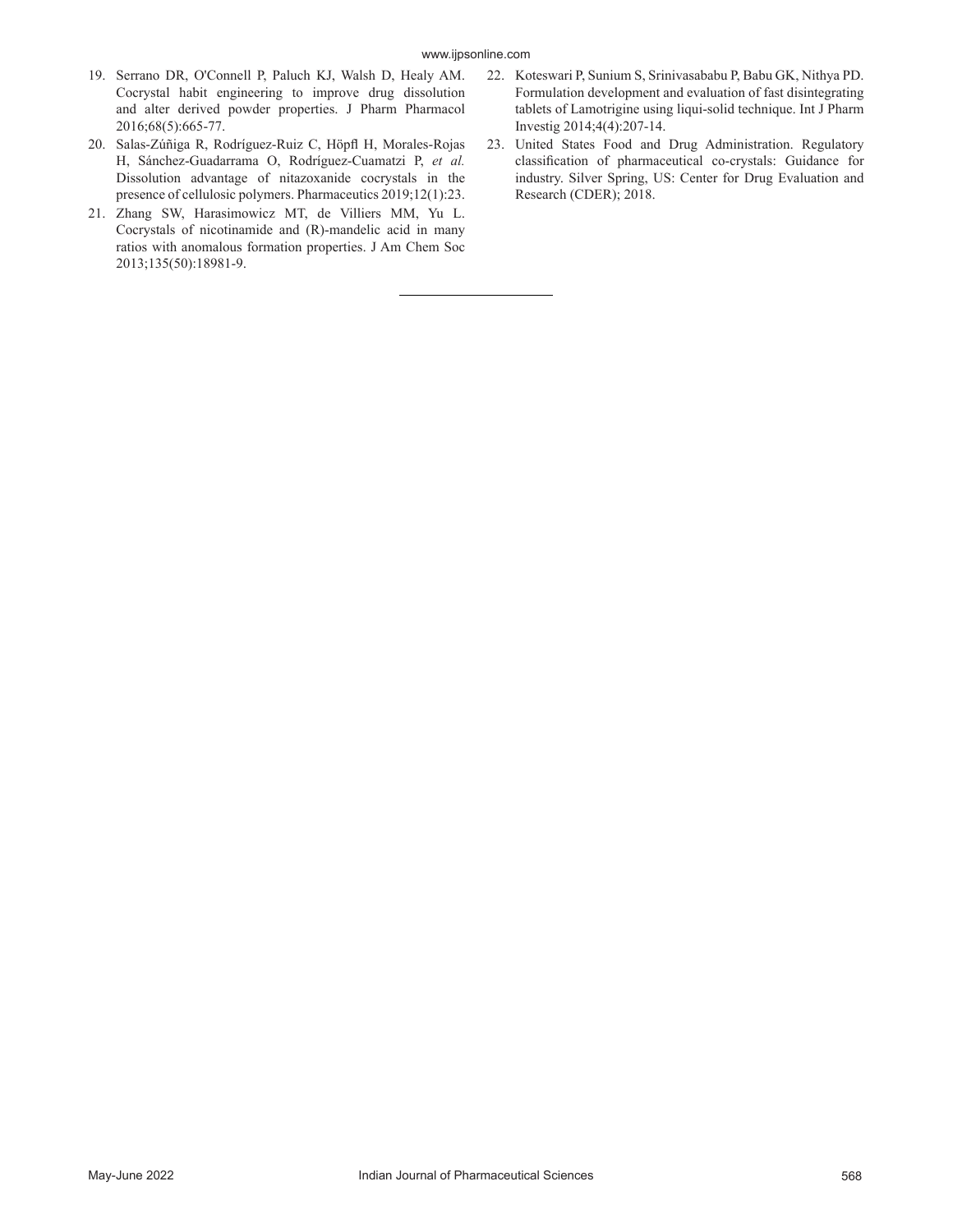19. Serrano DR, O'Connell P, Paluch KJ, Walsh D, Healy AM. Cocrystal habit engineering to improve drug dissolution and alter derived powder properties. J Pharm Pharmacol 2016;68(5):665-77.
20. Salas-Zúñiga R, Rodríguez-Ruiz C, Höpfl H, Morales-Rojas H, Sánchez-Guadarrama O, Rodríguez-Cuamatzi P, *et al.* Dissolution advantage of nitazoxanide cocrystals in the presence of cellulosic polymers. Pharmaceutics 2019;12(1):23.
21. Zhang SW, Harasimowicz MT, de Villiers MM, Yu L. Cocrystals of nicotinamide and (R)-mandelic acid in many ratios with anomalous formation properties. J Am Chem Soc 2013;135(50):18981-9.
22. Koteswari P, Sunium S, Srinivasababu P, Babu GK, Nithya PD. Formulation development and evaluation of fast disintegrating tablets of Lamotrigine using liqui-solid technique. Int J Pharm Investig 2014;4(4):207-14.
23. United States Food and Drug Administration. Regulatory classification of pharmaceutical co-crystals: Guidance for industry. Silver Spring, US: Center for Drug Evaluation and Research (CDER); 2018.